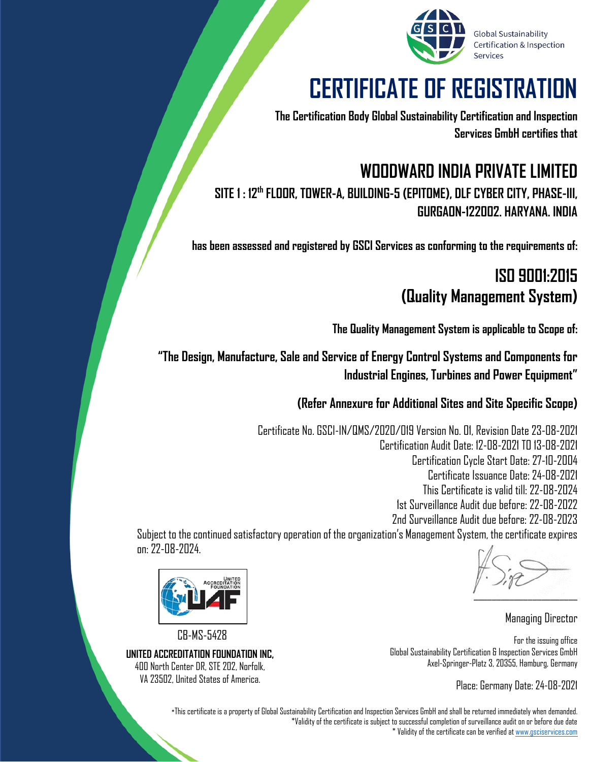Global Sustainability Certification & Inspection Services

# CERTIFICATE OF REGISTRATION

**The Certification Body Global Sustainability Certification and Inspection Services GmbH certifies that**

## WOODWARD INDIA PRIVATE LIMITED

**SITE 1 : 12th FLOOR, TOWER-A, BUILDING-5 (EPITOME), DLF CYBER CITY, PHASE-III, GURGAON-122002. HARYANA. INDIA**

**has been assessed and registered by GSCI Services as conforming to the requirements of:**

## ISO 9001:2015
## (Quality Management System)

**The Quality Management System is applicable to Scope of:**

**"The Design, Manufacture, Sale and Service of Energy Control Systems and Components for Industrial Engines, Turbines and Power Equipment"**

**(Refer Annexure for Additional Sites and Site Specific Scope)**

Certificate No. GSCI-IN/QMS/2020/019 Version No. 01, Revision Date 23-08-2021
Certification Audit Date: 12-08-2021 TO 13-08-2021
Certification Cycle Start Date: 27-10-2004
Certificate Issuance Date: 24-08-2021
This Certificate is valid till: 22-08-2024
1st Surveillance Audit due before: 22-08-2022
2nd Surveillance Audit due before: 22-08-2023

Subject to the continued satisfactory operation of the organization's Management System, the certificate expires on: 22-08-2024.

UNITED ACCREDITATION FOUNDATION

CB-MS-5428

**UNITED ACCREDITATION FOUNDATION INC,**
400 North Center DR, STE 202, Norfolk,
VA 23502, United States of America.

Managing Director

For the issuing office
Global Sustainability Certification & Inspection Services GmbH
Axel-Springer-Platz 3, 20355, Hamburg, Germany

Place: Germany Date: 24-08-2021

*This certificate is a property of Global Sustainability Certification and Inspection Services GmbH and shall be returned immediately when demanded.
*Validity of the certificate is subject to successful completion of surveillance audit on or before due date
* Validity of the certificate can be verified at www.gsciservices.com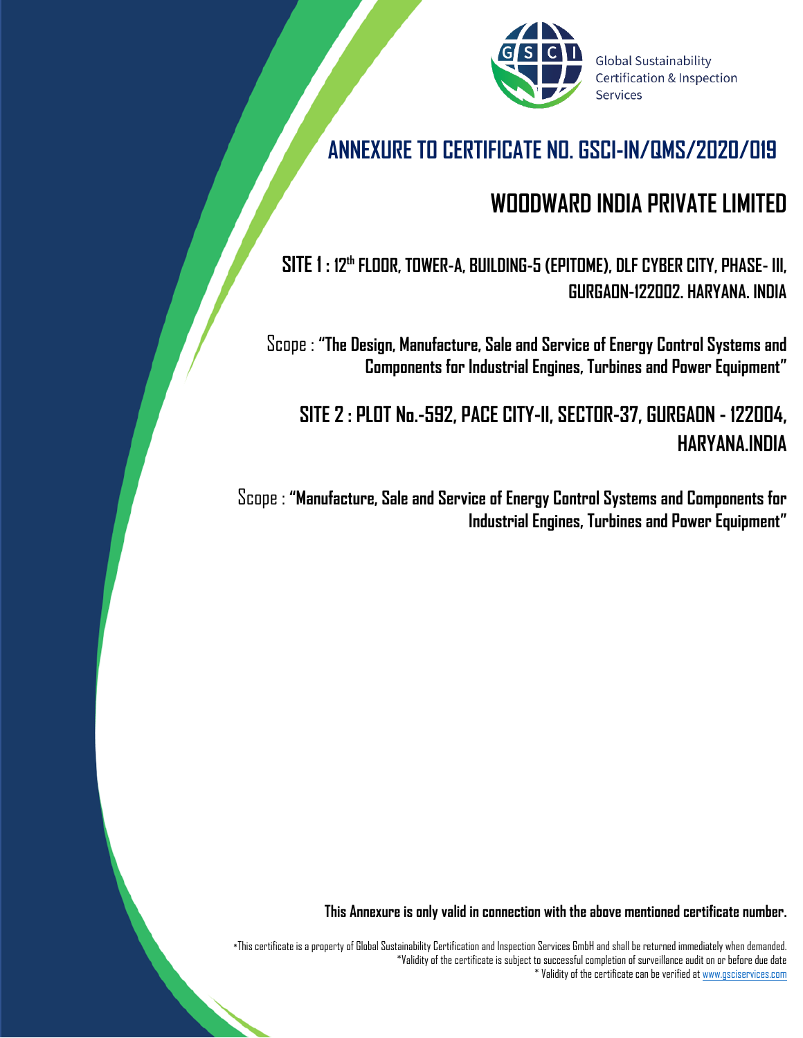Global Sustainability Certification & Inspection Services

# ANNEXURE TO CERTIFICATE NO. GSCI-IN/QMS/2020/019

## WOODWARD INDIA PRIVATE LIMITED

**SITE 1 : 12th FLOOR, TOWER-A, BUILDING-5 (EPITOME), DLF CYBER CITY, PHASE- III, GURGAON-122002. HARYANA. INDIA**

Scope : **"The Design, Manufacture, Sale and Service of Energy Control Systems and Components for Industrial Engines, Turbines and Power Equipment"**

**SITE 2 : PLOT No.-592, PACE CITY-II, SECTOR-37, GURGAON - 122004, HARYANA.INDIA**

Scope : **"Manufacture, Sale and Service of Energy Control Systems and Components for Industrial Engines, Turbines and Power Equipment"**

**This Annexure is only valid in connection with the above mentioned certificate number.**

*This certificate is a property of Global Sustainability Certification and Inspection Services GmbH and shall be returned immediately when demanded.
*Validity of the certificate is subject to successful completion of surveillance audit on or before due date
* Validity of the certificate can be verified at www.gsciservices.com